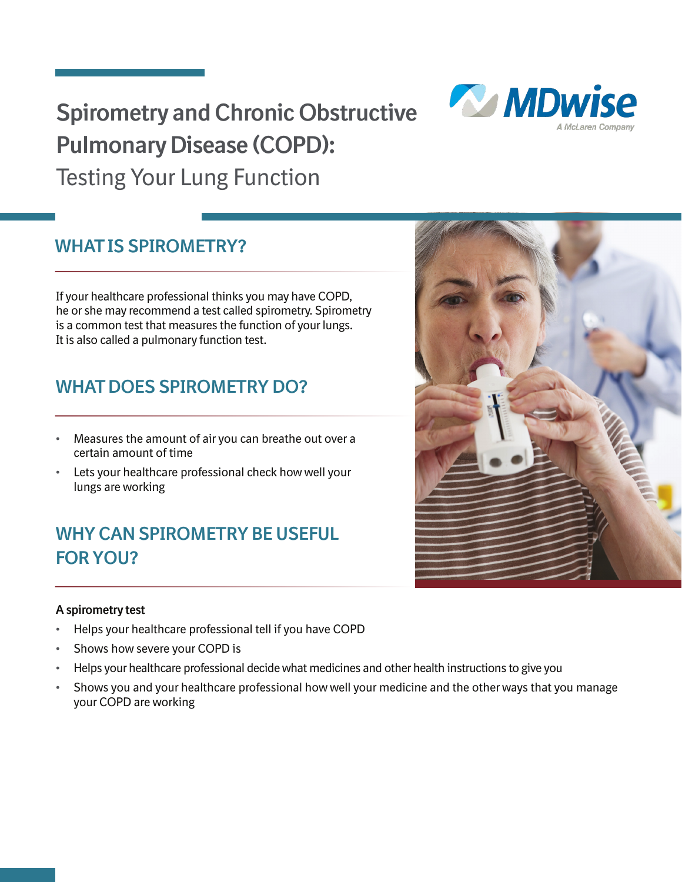# Spirometry and Chronic Obstructive Pulmonary Disease (COPD): Testing Your Lung Function

MDwise
A McLaren Company

## WHAT IS SPIROMETRY?

If your healthcare professional thinks you may have COPD, he or she may recommend a test called spirometry. Spirometry is a common test that measures the function of your lungs. It is also called a pulmonary function test.

## WHAT DOES SPIROMETRY DO?

- Measures the amount of air you can breathe out over a certain amount of time
- Lets your healthcare professional check how well your lungs are working

## WHY CAN SPIROMETRY BE USEFUL FOR YOU?

**A spirometry test**

- Helps your healthcare professional tell if you have COPD
- Shows how severe your COPD is
- Helps your healthcare professional decide what medicines and other health instructions to give you
- Shows you and your healthcare professional how well your medicine and the other ways that you manage your COPD are working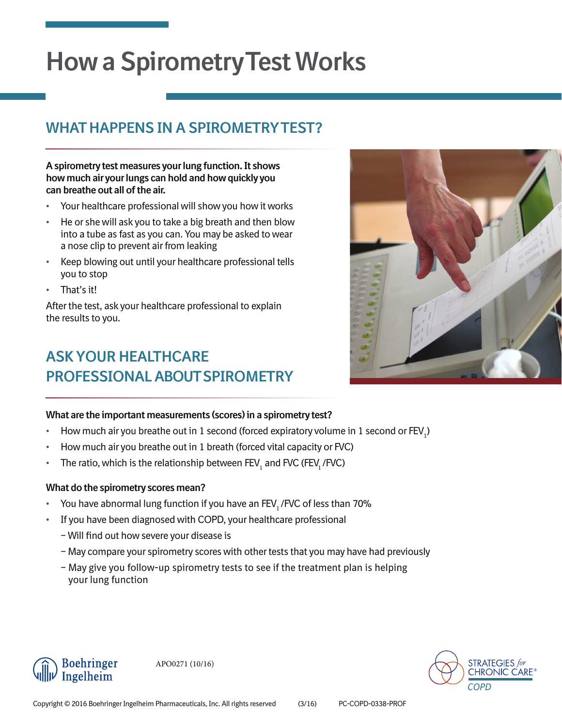# How a Spirometry Test Works

## WHAT HAPPENS IN A SPIROMETRY TEST?

**A spirometry test measures your lung function. It shows how much air your lungs can hold and how quickly you can breathe out all of the air.**

- Your healthcare professional will show you how it works
- He or she will ask you to take a big breath and then blow into a tube as fast as you can. You may be asked to wear a nose clip to prevent air from leaking
- Keep blowing out until your healthcare professional tells you to stop
- That's it!

After the test, ask your healthcare professional to explain the results to you.

## ASK YOUR HEALTHCARE PROFESSIONAL ABOUT SPIROMETRY

**What are the important measurements (scores) in a spirometry test?**

- How much air you breathe out in 1 second (forced expiratory volume in 1 second or $FEV_1$)
- How much air you breathe out in 1 breath (forced vital capacity or FVC)
- The ratio, which is the relationship between $FEV_1$ and FVC ($FEV_1$/FVC)

**What do the spirometry scores mean?**

- You have abnormal lung function if you have an $FEV_1$/FVC of less than 70%
- If you have been diagnosed with COPD, your healthcare professional
  - Will find out how severe your disease is
  - May compare your spirometry scores with other tests that you may have had previously
  - May give you follow-up spirometry tests to see if the treatment plan is helping your lung function

Boehringer Ingelheim

APO0271 (10/16)

STRATEGIES *for* CHRONIC CARE® *COPD*

Copyright © 2016 Boehringer Ingelheim Pharmaceuticals, Inc. All rights reserved (3/16) PC-COPD-0338-PROF